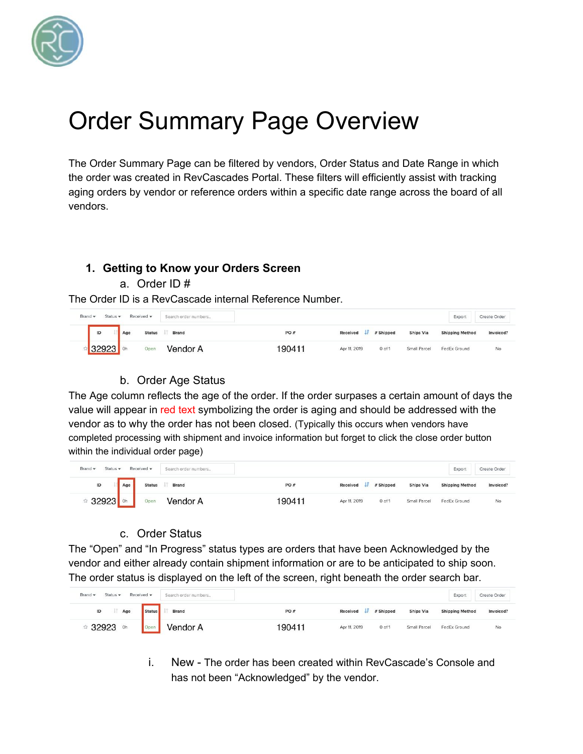# Order Summary Page Overview

The Order Summary Page can be filtered by vendors, Order Status and Date Range in which the order was created in RevCascades Portal. These filters will efficiently assist with tracking aging orders by vendor or reference orders within a specific date range across the board of all vendors.

1. **Getting to Know your Orders Screen**

   a. Order ID #

The Order ID is a RevCascade internal Reference Number.

| ID | Age | Status | Brand | PO # | Received | # Shipped | Ships Via | Shipping Method | Invoiced? |
|---|---|---|---|---|---|---|---|---|---|
| 32923 | 0h | Open | Vendor A | 190411 | Apr 11, 2019 | 0 of 1 | Small Parcel | FedEx Ground | No |

   b. Order Age Status

The Age column reflects the age of the order. If the order surpases a certain amount of days the value will appear in red text symbolizing the order is aging and should be addressed with the vendor as to why the order has not been closed. (Typically this occurs when vendors have completed processing with shipment and invoice information but forget to click the close order button within the individual order page)

| ID | Age | Status | Brand | PO # | Received | # Shipped | Ships Via | Shipping Method | Invoiced? |
|---|---|---|---|---|---|---|---|---|---|
| 32923 | 0h | Open | Vendor A | 190411 | Apr 11, 2019 | 0 of 1 | Small Parcel | FedEx Ground | No |

   c. Order Status

The "Open" and "In Progress" status types are orders that have been Acknowledged by the vendor and either already contain shipment information or are to be anticipated to ship soon. The order status is displayed on the left of the screen, right beneath the order search bar.

| ID | Age | Status | Brand | PO # | Received | # Shipped | Ships Via | Shipping Method | Invoiced? |
|---|---|---|---|---|---|---|---|---|---|
| 32923 | 0h | Open | Vendor A | 190411 | Apr 11, 2019 | 0 of 1 | Small Parcel | FedEx Ground | No |

      i. New - The order has been created within RevCascade's Console and has not been "Acknowledged" by the vendor.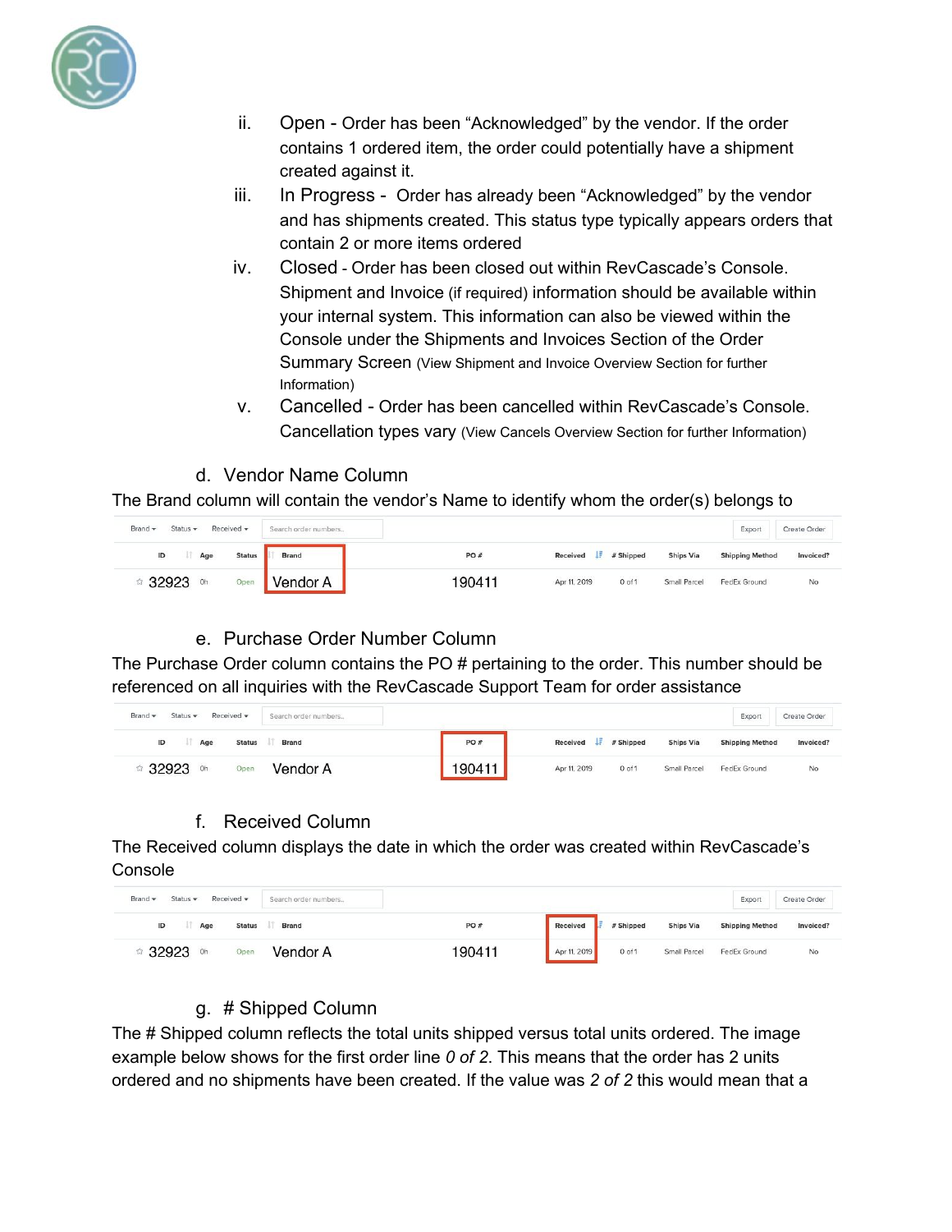ii. Open - Order has been "Acknowledged" by the vendor. If the order contains 1 ordered item, the order could potentially have a shipment created against it.

iii. In Progress - Order has already been "Acknowledged" by the vendor and has shipments created. This status type typically appears orders that contain 2 or more items ordered

iv. Closed - Order has been closed out within RevCascade's Console. Shipment and Invoice (if required) information should be available within your internal system. This information can also be viewed within the Console under the Shipments and Invoices Section of the Order Summary Screen (View Shipment and Invoice Overview Section for further Information)

v. Cancelled - Order has been cancelled within RevCascade's Console. Cancellation types vary (View Cancels Overview Section for further Information)

## d. Vendor Name Column

The Brand column will contain the vendor's Name to identify whom the order(s) belongs to

| ID | Age | Status | Brand | PO # | Received | # Shipped | Ships Via | Shipping Method | Invoiced? |
|---|---|---|---|---|---|---|---|---|---|
| 32923 | 0h | Open | Vendor A | 190411 | Apr 11, 2019 | 0 of 1 | Small Parcel | FedEx Ground | No |

## e. Purchase Order Number Column

The Purchase Order column contains the PO # pertaining to the order. This number should be referenced on all inquiries with the RevCascade Support Team for order assistance

| ID | Age | Status | Brand | PO # | Received | # Shipped | Ships Via | Shipping Method | Invoiced? |
|---|---|---|---|---|---|---|---|---|---|
| 32923 | 0h | Open | Vendor A | 190411 | Apr 11, 2019 | 0 of 1 | Small Parcel | FedEx Ground | No |

## f. Received Column

The Received column displays the date in which the order was created within RevCascade's Console

| ID | Age | Status | Brand | PO # | Received | # Shipped | Ships Via | Shipping Method | Invoiced? |
|---|---|---|---|---|---|---|---|---|---|
| 32923 | 0h | Open | Vendor A | 190411 | Apr 11, 2019 | 0 of 1 | Small Parcel | FedEx Ground | No |

## g. # Shipped Column

The # Shipped column reflects the total units shipped versus total units ordered. The image example below shows for the first order line *0 of 2*. This means that the order has 2 units ordered and no shipments have been created. If the value was *2 of 2* this would mean that a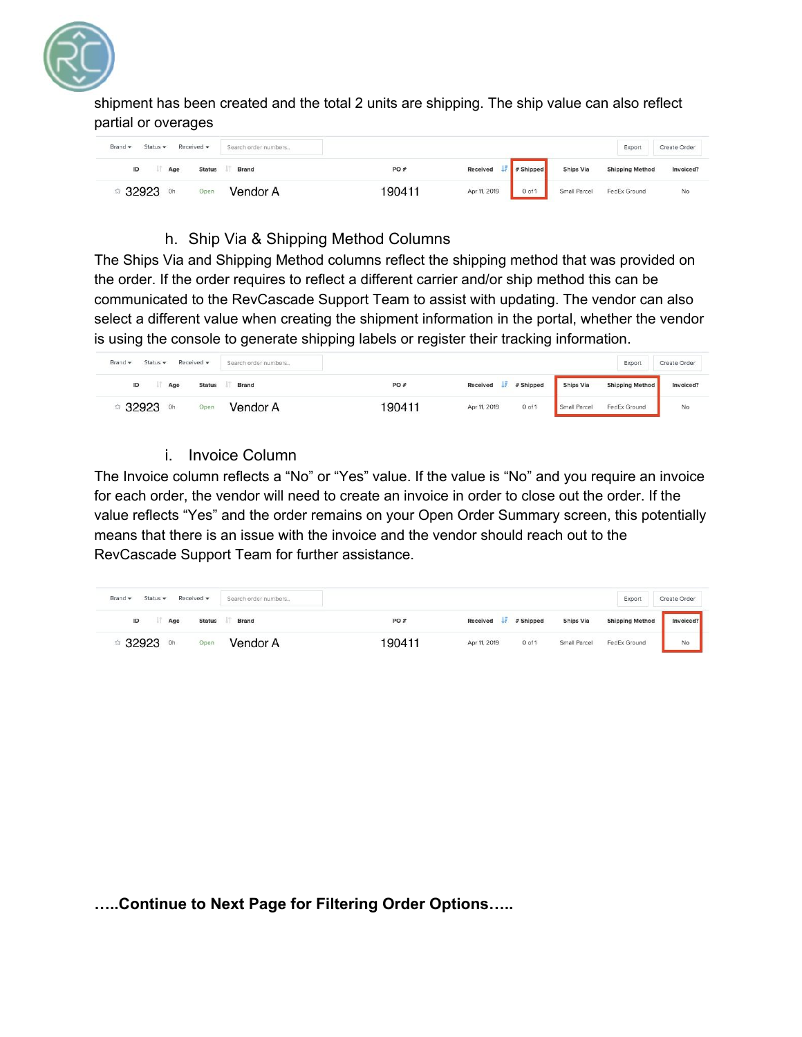shipment has been created and the total 2 units are shipping. The ship value can also reflect partial or overages

| ID | Age | Status | Brand | PO # | Received | # Shipped | Ships Via | Shipping Method | Invoiced? |
|---|---|---|---|---|---|---|---|---|---|
| 32923 | 0h | Open | Vendor A | 190411 | Apr 11, 2019 | 0 of 1 | Small Parcel | FedEx Ground | No |

### h. Ship Via & Shipping Method Columns

The Ships Via and Shipping Method columns reflect the shipping method that was provided on the order. If the order requires to reflect a different carrier and/or ship method this can be communicated to the RevCascade Support Team to assist with updating. The vendor can also select a different value when creating the shipment information in the portal, whether the vendor is using the console to generate shipping labels or register their tracking information.

| ID | Age | Status | Brand | PO # | Received | # Shipped | Ships Via | Shipping Method | Invoiced? |
|---|---|---|---|---|---|---|---|---|---|
| 32923 | 0h | Open | Vendor A | 190411 | Apr 11, 2019 | 0 of 1 | Small Parcel | FedEx Ground | No |

### i. Invoice Column

The Invoice column reflects a “No” or “Yes” value. If the value is “No” and you require an invoice for each order, the vendor will need to create an invoice in order to close out the order. If the value reflects “Yes” and the order remains on your Open Order Summary screen, this potentially means that there is an issue with the invoice and the vendor should reach out to the RevCascade Support Team for further assistance.

| ID | Age | Status | Brand | PO # | Received | # Shipped | Ships Via | Shipping Method | Invoiced? |
|---|---|---|---|---|---|---|---|---|---|
| 32923 | 0h | Open | Vendor A | 190411 | Apr 11, 2019 | 0 of 1 | Small Parcel | FedEx Ground | No |

**…..Continue to Next Page for Filtering Order Options…..**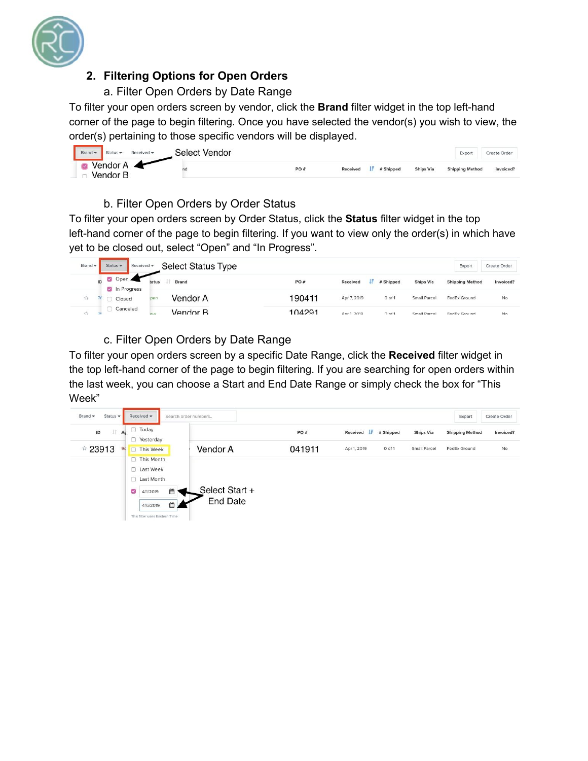## 2. Filtering Options for Open Orders

### a. Filter Open Orders by Date Range

To filter your open orders screen by vendor, click the **Brand** filter widget in the top left-hand corner of the page to begin filtering. Once you have selected the vendor(s) you wish to view, the order(s) pertaining to those specific vendors will be displayed.

Brand ▾ Status ▾ Received ▾ Select Vendor Export Create Order

Vendor A

Vendor B

### b. Filter Open Orders by Order Status

To filter your open orders screen by Order Status, click the **Status** filter widget in the top left-hand corner of the page to begin filtering. If you want to view only the order(s) in which have yet to be closed out, select "Open" and "In Progress".

Brand ▾ Status ▾ Received ▾ Select Status Type Export Create Order

Open

In Progress

Closed

Canceled

### c. Filter Open Orders by Date Range

To filter your open orders screen by a specific Date Range, click the **Received** filter widget in the top left-hand corner of the page to begin filtering. If you are searching for open orders within the last week, you can choose a Start and End Date Range or simply check the box for "This Week"

Brand ▾ Status ▾ Received ▾ Search order numbers.. Export Create Order

Today

Yesterday

This Week

This Month

Last Week

Last Month

4/1/2019

4/5/2019

Select Start + End Date

This filter uses Eastern Time